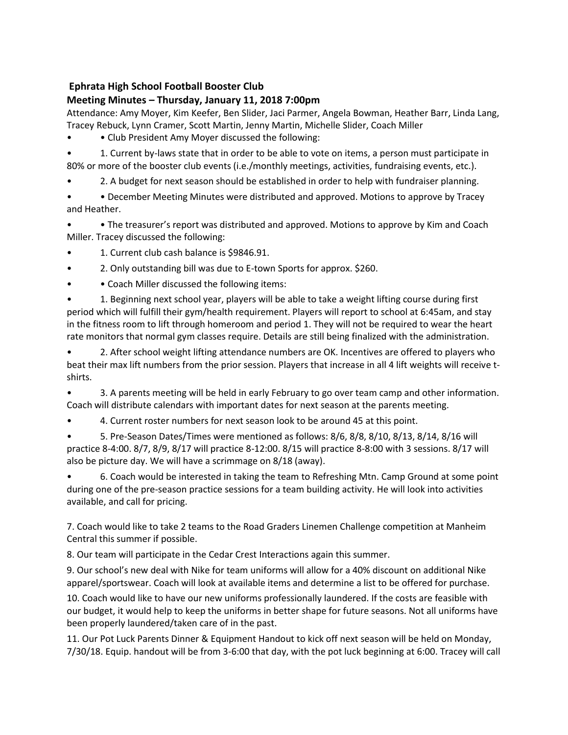**Ephrata High School Football Booster Club**

**Meeting Minutes – Thursday, January 11, 2018 7:00pm**

Attendance: Amy Moyer, Kim Keefer, Ben Slider, Jaci Parmer, Angela Bowman, Heather Barr, Linda Lang, Tracey Rebuck, Lynn Cramer, Scott Martin, Jenny Martin, Michelle Slider, Coach Miller

- • Club President Amy Moyer discussed the following:
- 1. Current by-laws state that in order to be able to vote on items, a person must participate in 80% or more of the booster club events (i.e./monthly meetings, activities, fundraising events, etc.).
- 2. A budget for next season should be established in order to help with fundraiser planning.
- • December Meeting Minutes were distributed and approved. Motions to approve by Tracey and Heather.
- • The treasurer's report was distributed and approved. Motions to approve by Kim and Coach Miller. Tracey discussed the following:
- 1. Current club cash balance is $9846.91.
- 2. Only outstanding bill was due to E-town Sports for approx. $260.
- • Coach Miller discussed the following items:
- 1. Beginning next school year, players will be able to take a weight lifting course during first period which will fulfill their gym/health requirement. Players will report to school at 6:45am, and stay in the fitness room to lift through homeroom and period 1. They will not be required to wear the heart rate monitors that normal gym classes require. Details are still being finalized with the administration.
- 2. After school weight lifting attendance numbers are OK. Incentives are offered to players who beat their max lift numbers from the prior session. Players that increase in all 4 lift weights will receive t-shirts.
- 3. A parents meeting will be held in early February to go over team camp and other information. Coach will distribute calendars with important dates for next season at the parents meeting.
- 4. Current roster numbers for next season look to be around 45 at this point.
- 5. Pre-Season Dates/Times were mentioned as follows: 8/6, 8/8, 8/10, 8/13, 8/14, 8/16 will practice 8-4:00. 8/7, 8/9, 8/17 will practice 8-12:00. 8/15 will practice 8-8:00 with 3 sessions. 8/17 will also be picture day. We will have a scrimmage on 8/18 (away).
- 6. Coach would be interested in taking the team to Refreshing Mtn. Camp Ground at some point during one of the pre-season practice sessions for a team building activity. He will look into activities available, and call for pricing.

7. Coach would like to take 2 teams to the Road Graders Linemen Challenge competition at Manheim Central this summer if possible.

8. Our team will participate in the Cedar Crest Interactions again this summer.

9. Our school's new deal with Nike for team uniforms will allow for a 40% discount on additional Nike apparel/sportswear. Coach will look at available items and determine a list to be offered for purchase.

10. Coach would like to have our new uniforms professionally laundered. If the costs are feasible with our budget, it would help to keep the uniforms in better shape for future seasons. Not all uniforms have been properly laundered/taken care of in the past.

11. Our Pot Luck Parents Dinner & Equipment Handout to kick off next season will be held on Monday, 7/30/18. Equip. handout will be from 3-6:00 that day, with the pot luck beginning at 6:00. Tracey will call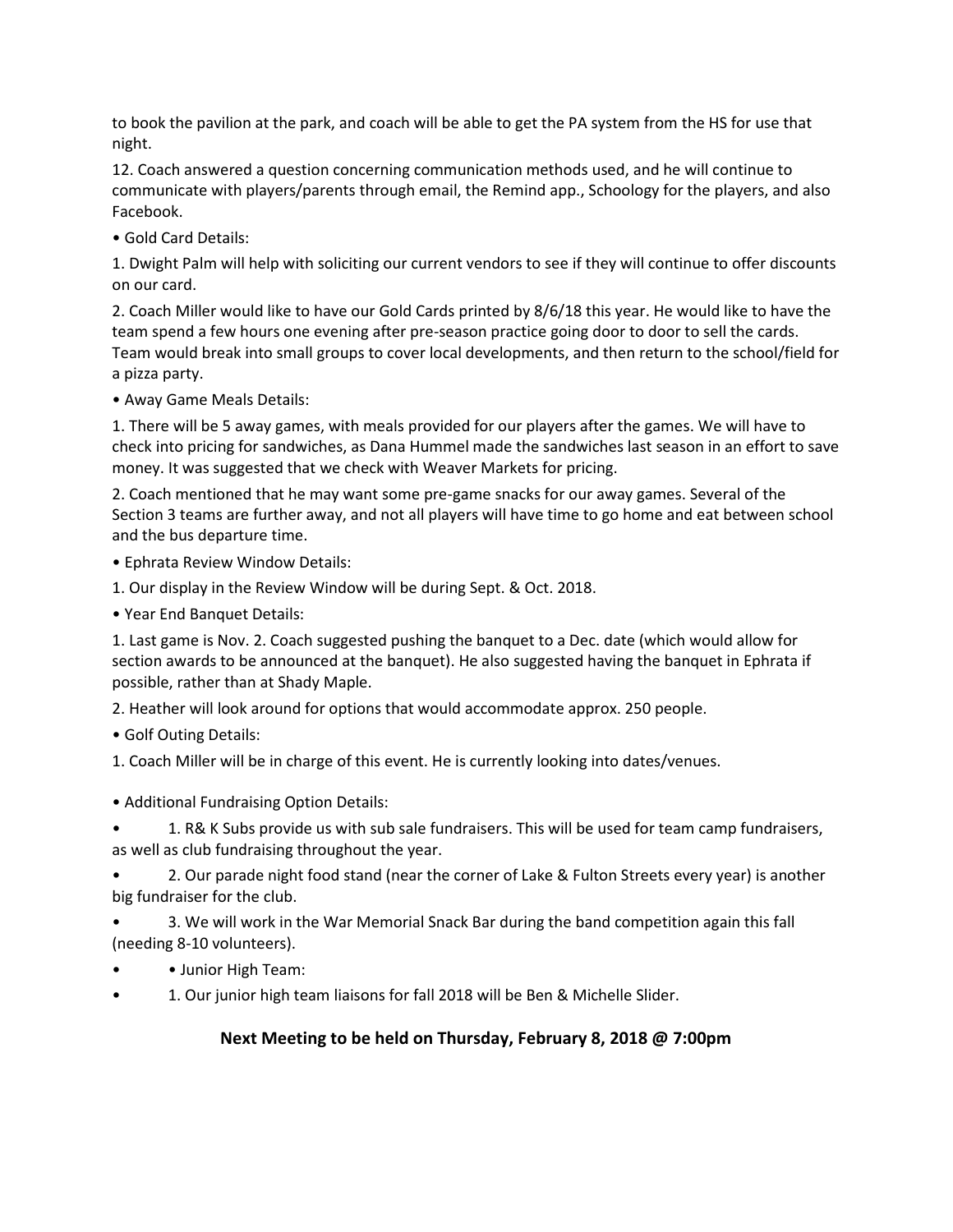to book the pavilion at the park, and coach will be able to get the PA system from the HS for use that night.

12. Coach answered a question concerning communication methods used, and he will continue to communicate with players/parents through email, the Remind app., Schoology for the players, and also Facebook.

• Gold Card Details:

1. Dwight Palm will help with soliciting our current vendors to see if they will continue to offer discounts on our card.

2. Coach Miller would like to have our Gold Cards printed by 8/6/18 this year. He would like to have the team spend a few hours one evening after pre-season practice going door to door to sell the cards. Team would break into small groups to cover local developments, and then return to the school/field for a pizza party.

• Away Game Meals Details:

1. There will be 5 away games, with meals provided for our players after the games. We will have to check into pricing for sandwiches, as Dana Hummel made the sandwiches last season in an effort to save money. It was suggested that we check with Weaver Markets for pricing.

2. Coach mentioned that he may want some pre-game snacks for our away games. Several of the Section 3 teams are further away, and not all players will have time to go home and eat between school and the bus departure time.

• Ephrata Review Window Details:

1. Our display in the Review Window will be during Sept. & Oct. 2018.

• Year End Banquet Details:

1. Last game is Nov. 2. Coach suggested pushing the banquet to a Dec. date (which would allow for section awards to be announced at the banquet). He also suggested having the banquet in Ephrata if possible, rather than at Shady Maple.

2. Heather will look around for options that would accommodate approx. 250 people.

• Golf Outing Details:

1. Coach Miller will be in charge of this event. He is currently looking into dates/venues.

• Additional Fundraising Option Details:

• 1. R& K Subs provide us with sub sale fundraisers. This will be used for team camp fundraisers, as well as club fundraising throughout the year.

• 2. Our parade night food stand (near the corner of Lake & Fulton Streets every year) is another big fundraiser for the club.

• 3. We will work in the War Memorial Snack Bar during the band competition again this fall (needing 8-10 volunteers).

• • Junior High Team:

• 1. Our junior high team liaisons for fall 2018 will be Ben & Michelle Slider.

**Next Meeting to be held on Thursday, February 8, 2018 @ 7:00pm**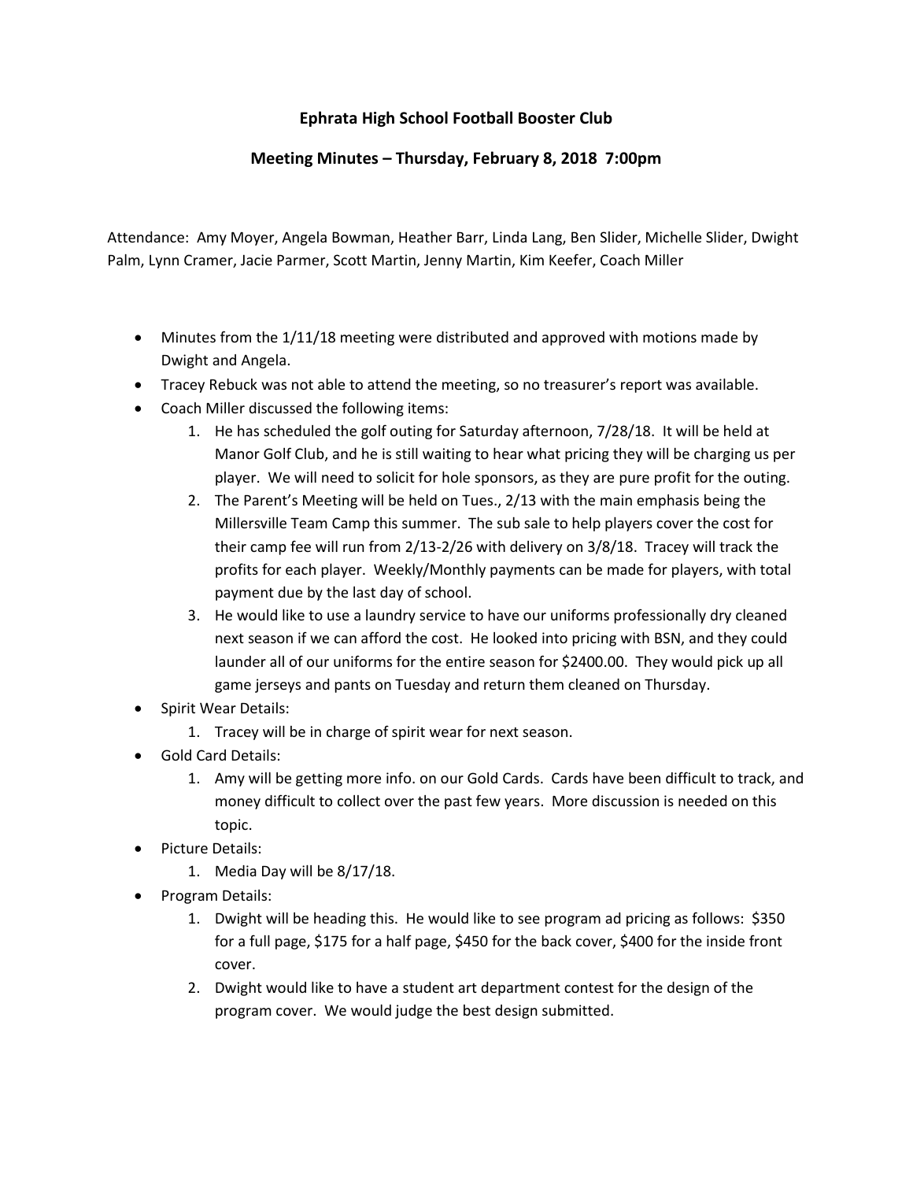# Ephrata High School Football Booster Club

## Meeting Minutes – Thursday, February 8, 2018 7:00pm

Attendance: Amy Moyer, Angela Bowman, Heather Barr, Linda Lang, Ben Slider, Michelle Slider, Dwight Palm, Lynn Cramer, Jacie Parmer, Scott Martin, Jenny Martin, Kim Keefer, Coach Miller

- Minutes from the 1/11/18 meeting were distributed and approved with motions made by Dwight and Angela.
- Tracey Rebuck was not able to attend the meeting, so no treasurer's report was available.
- Coach Miller discussed the following items:
  1. He has scheduled the golf outing for Saturday afternoon, 7/28/18. It will be held at Manor Golf Club, and he is still waiting to hear what pricing they will be charging us per player. We will need to solicit for hole sponsors, as they are pure profit for the outing.
  2. The Parent's Meeting will be held on Tues., 2/13 with the main emphasis being the Millersville Team Camp this summer. The sub sale to help players cover the cost for their camp fee will run from 2/13-2/26 with delivery on 3/8/18. Tracey will track the profits for each player. Weekly/Monthly payments can be made for players, with total payment due by the last day of school.
  3. He would like to use a laundry service to have our uniforms professionally dry cleaned next season if we can afford the cost. He looked into pricing with BSN, and they could launder all of our uniforms for the entire season for $2400.00. They would pick up all game jerseys and pants on Tuesday and return them cleaned on Thursday.
- Spirit Wear Details:
  1. Tracey will be in charge of spirit wear for next season.
- Gold Card Details:
  1. Amy will be getting more info. on our Gold Cards. Cards have been difficult to track, and money difficult to collect over the past few years. More discussion is needed on this topic.
- Picture Details:
  1. Media Day will be 8/17/18.
- Program Details:
  1. Dwight will be heading this. He would like to see program ad pricing as follows: $350 for a full page, $175 for a half page, $450 for the back cover, $400 for the inside front cover.
  2. Dwight would like to have a student art department contest for the design of the program cover. We would judge the best design submitted.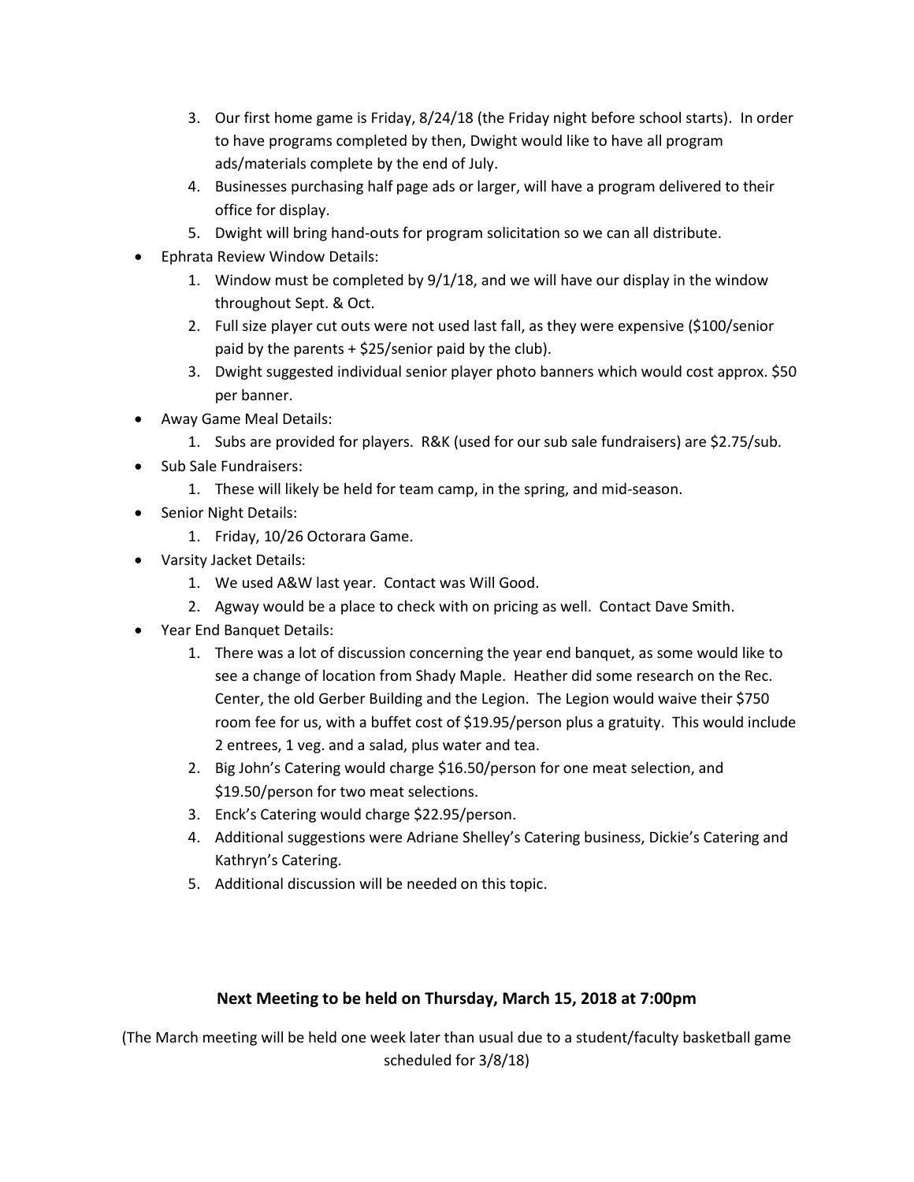3. Our first home game is Friday, 8/24/18 (the Friday night before school starts). In order to have programs completed by then, Dwight would like to have all program ads/materials complete by the end of July.
4. Businesses purchasing half page ads or larger, will have a program delivered to their office for display.
5. Dwight will bring hand-outs for program solicitation so we can all distribute.

- Ephrata Review Window Details:
    1. Window must be completed by 9/1/18, and we will have our display in the window throughout Sept. & Oct.
    2. Full size player cut outs were not used last fall, as they were expensive ($100/senior paid by the parents + $25/senior paid by the club).
    3. Dwight suggested individual senior player photo banners which would cost approx. $50 per banner.
- Away Game Meal Details:
    1. Subs are provided for players. R&K (used for our sub sale fundraisers) are $2.75/sub.
- Sub Sale Fundraisers:
    1. These will likely be held for team camp, in the spring, and mid-season.
- Senior Night Details:
    1. Friday, 10/26 Octorara Game.
- Varsity Jacket Details:
    1. We used A&W last year. Contact was Will Good.
    2. Agway would be a place to check with on pricing as well. Contact Dave Smith.
- Year End Banquet Details:
    1. There was a lot of discussion concerning the year end banquet, as some would like to see a change of location from Shady Maple. Heather did some research on the Rec. Center, the old Gerber Building and the Legion. The Legion would waive their $750 room fee for us, with a buffet cost of $19.95/person plus a gratuity. This would include 2 entrees, 1 veg. and a salad, plus water and tea.
    2. Big John's Catering would charge $16.50/person for one meat selection, and $19.50/person for two meat selections.
    3. Enck's Catering would charge $22.95/person.
    4. Additional suggestions were Adriane Shelley's Catering business, Dickie's Catering and Kathryn's Catering.
    5. Additional discussion will be needed on this topic.

**Next Meeting to be held on Thursday, March 15, 2018 at 7:00pm**

(The March meeting will be held one week later than usual due to a student/faculty basketball game scheduled for 3/8/18)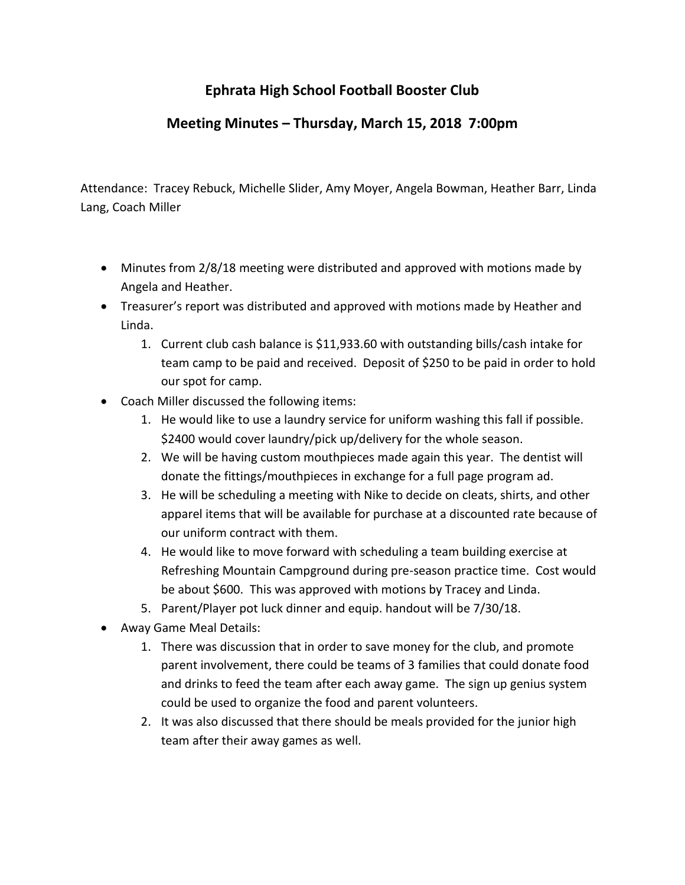# Ephrata High School Football Booster Club

## Meeting Minutes – Thursday, March 15, 2018 7:00pm

Attendance: Tracey Rebuck, Michelle Slider, Amy Moyer, Angela Bowman, Heather Barr, Linda Lang, Coach Miller

- Minutes from 2/8/18 meeting were distributed and approved with motions made by Angela and Heather.
- Treasurer's report was distributed and approved with motions made by Heather and Linda.
    1. Current club cash balance is $11,933.60 with outstanding bills/cash intake for team camp to be paid and received. Deposit of $250 to be paid in order to hold our spot for camp.
- Coach Miller discussed the following items:
    1. He would like to use a laundry service for uniform washing this fall if possible. $2400 would cover laundry/pick up/delivery for the whole season.
    2. We will be having custom mouthpieces made again this year. The dentist will donate the fittings/mouthpieces in exchange for a full page program ad.
    3. He will be scheduling a meeting with Nike to decide on cleats, shirts, and other apparel items that will be available for purchase at a discounted rate because of our uniform contract with them.
    4. He would like to move forward with scheduling a team building exercise at Refreshing Mountain Campground during pre-season practice time. Cost would be about $600. This was approved with motions by Tracey and Linda.
    5. Parent/Player pot luck dinner and equip. handout will be 7/30/18.
- Away Game Meal Details:
    1. There was discussion that in order to save money for the club, and promote parent involvement, there could be teams of 3 families that could donate food and drinks to feed the team after each away game. The sign up genius system could be used to organize the food and parent volunteers.
    2. It was also discussed that there should be meals provided for the junior high team after their away games as well.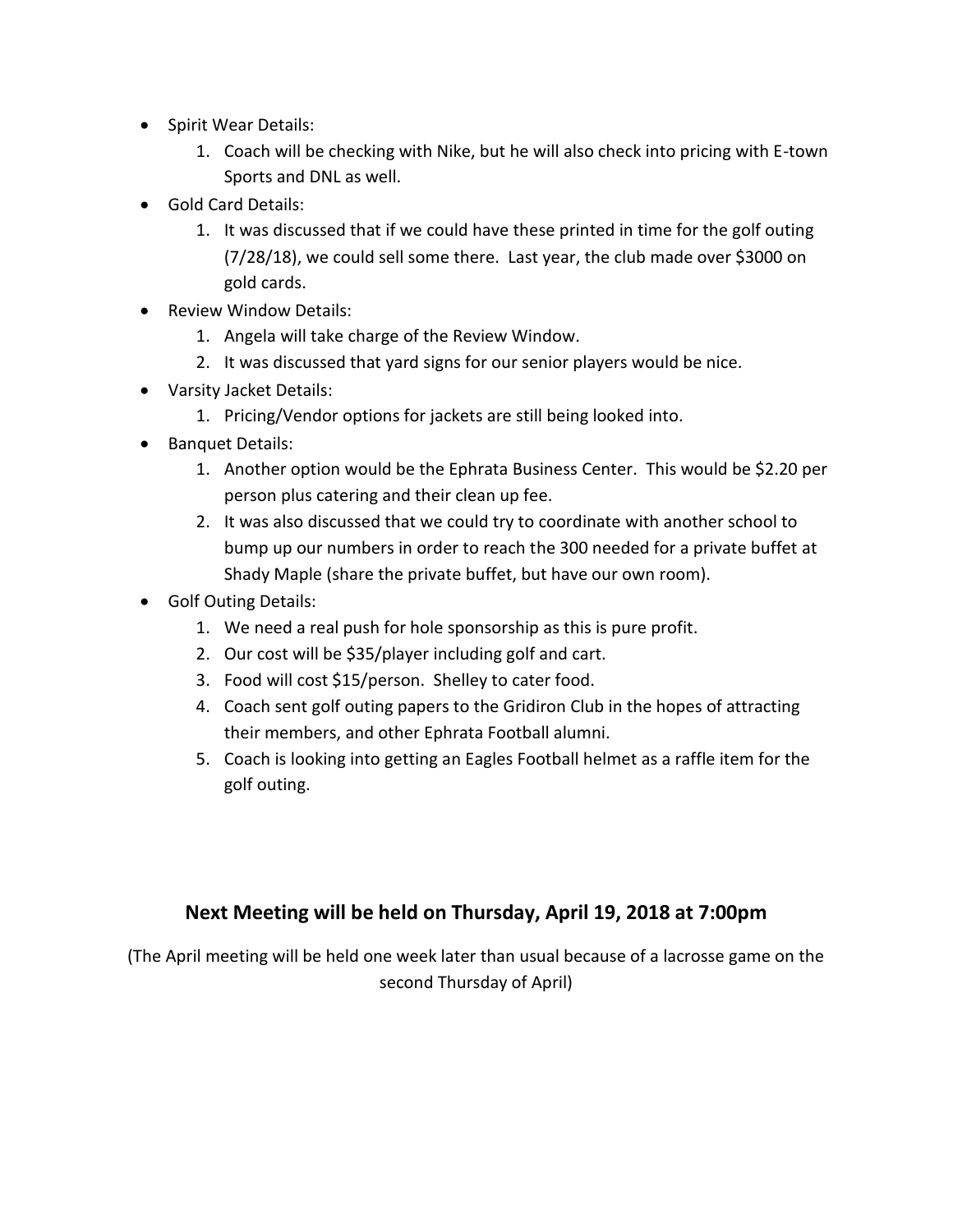- Spirit Wear Details:
    1. Coach will be checking with Nike, but he will also check into pricing with E-town Sports and DNL as well.
- Gold Card Details:
    1. It was discussed that if we could have these printed in time for the golf outing (7/28/18), we could sell some there. Last year, the club made over $3000 on gold cards.
- Review Window Details:
    1. Angela will take charge of the Review Window.
    2. It was discussed that yard signs for our senior players would be nice.
- Varsity Jacket Details:
    1. Pricing/Vendor options for jackets are still being looked into.
- Banquet Details:
    1. Another option would be the Ephrata Business Center. This would be $2.20 per person plus catering and their clean up fee.
    2. It was also discussed that we could try to coordinate with another school to bump up our numbers in order to reach the 300 needed for a private buffet at Shady Maple (share the private buffet, but have our own room).
- Golf Outing Details:
    1. We need a real push for hole sponsorship as this is pure profit.
    2. Our cost will be $35/player including golf and cart.
    3. Food will cost $15/person. Shelley to cater food.
    4. Coach sent golf outing papers to the Gridiron Club in the hopes of attracting their members, and other Ephrata Football alumni.
    5. Coach is looking into getting an Eagles Football helmet as a raffle item for the golf outing.

## Next Meeting will be held on Thursday, April 19, 2018 at 7:00pm

(The April meeting will be held one week later than usual because of a lacrosse game on the second Thursday of April)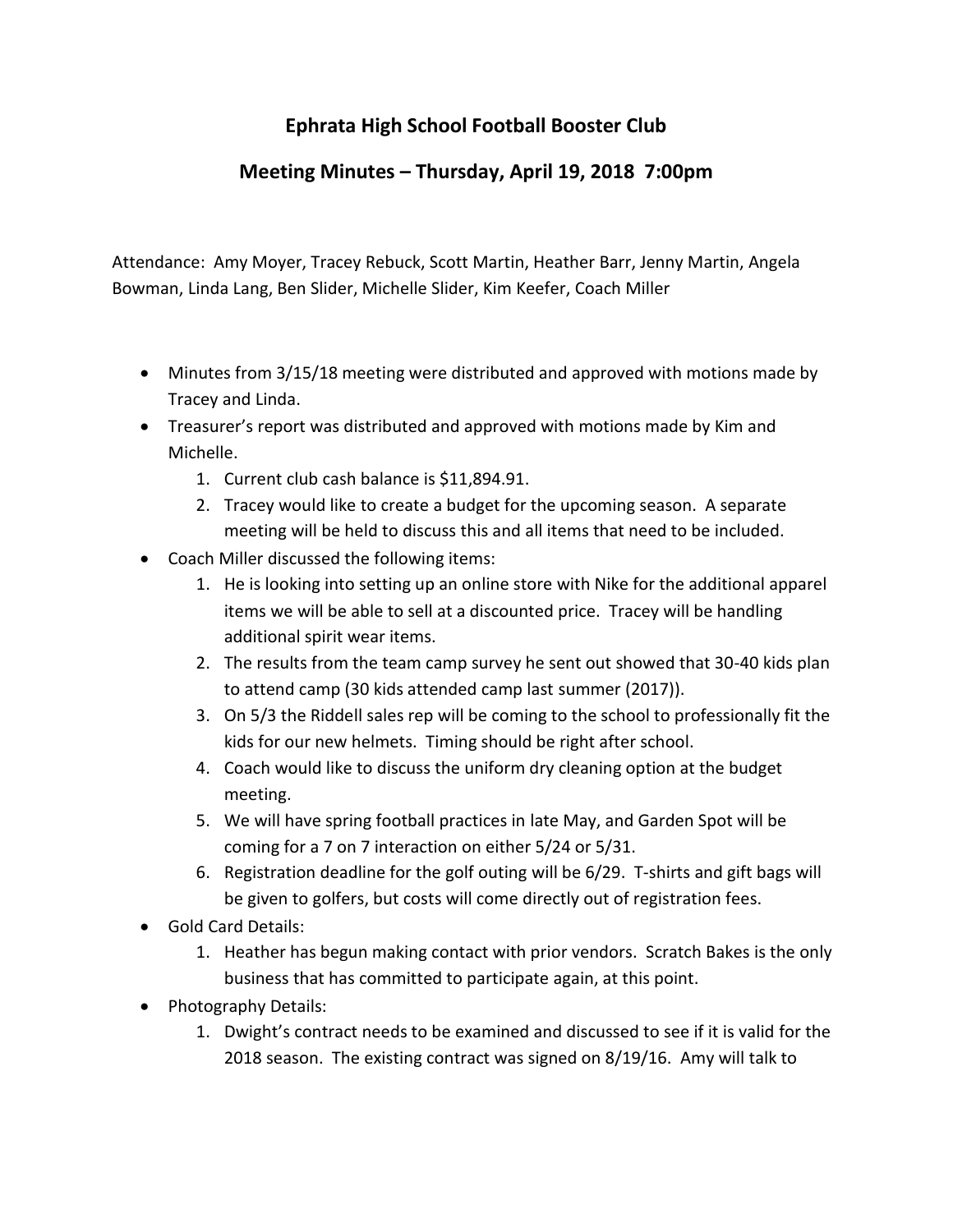# Ephrata High School Football Booster Club

## Meeting Minutes – Thursday, April 19, 2018 7:00pm

Attendance: Amy Moyer, Tracey Rebuck, Scott Martin, Heather Barr, Jenny Martin, Angela Bowman, Linda Lang, Ben Slider, Michelle Slider, Kim Keefer, Coach Miller

- Minutes from 3/15/18 meeting were distributed and approved with motions made by Tracey and Linda.
- Treasurer's report was distributed and approved with motions made by Kim and Michelle.
    1. Current club cash balance is $11,894.91.
    2. Tracey would like to create a budget for the upcoming season. A separate meeting will be held to discuss this and all items that need to be included.
- Coach Miller discussed the following items:
    1. He is looking into setting up an online store with Nike for the additional apparel items we will be able to sell at a discounted price. Tracey will be handling additional spirit wear items.
    2. The results from the team camp survey he sent out showed that 30-40 kids plan to attend camp (30 kids attended camp last summer (2017)).
    3. On 5/3 the Riddell sales rep will be coming to the school to professionally fit the kids for our new helmets. Timing should be right after school.
    4. Coach would like to discuss the uniform dry cleaning option at the budget meeting.
    5. We will have spring football practices in late May, and Garden Spot will be coming for a 7 on 7 interaction on either 5/24 or 5/31.
    6. Registration deadline for the golf outing will be 6/29. T-shirts and gift bags will be given to golfers, but costs will come directly out of registration fees.
- Gold Card Details:
    1. Heather has begun making contact with prior vendors. Scratch Bakes is the only business that has committed to participate again, at this point.
- Photography Details:
    1. Dwight's contract needs to be examined and discussed to see if it is valid for the 2018 season. The existing contract was signed on 8/19/16. Amy will talk to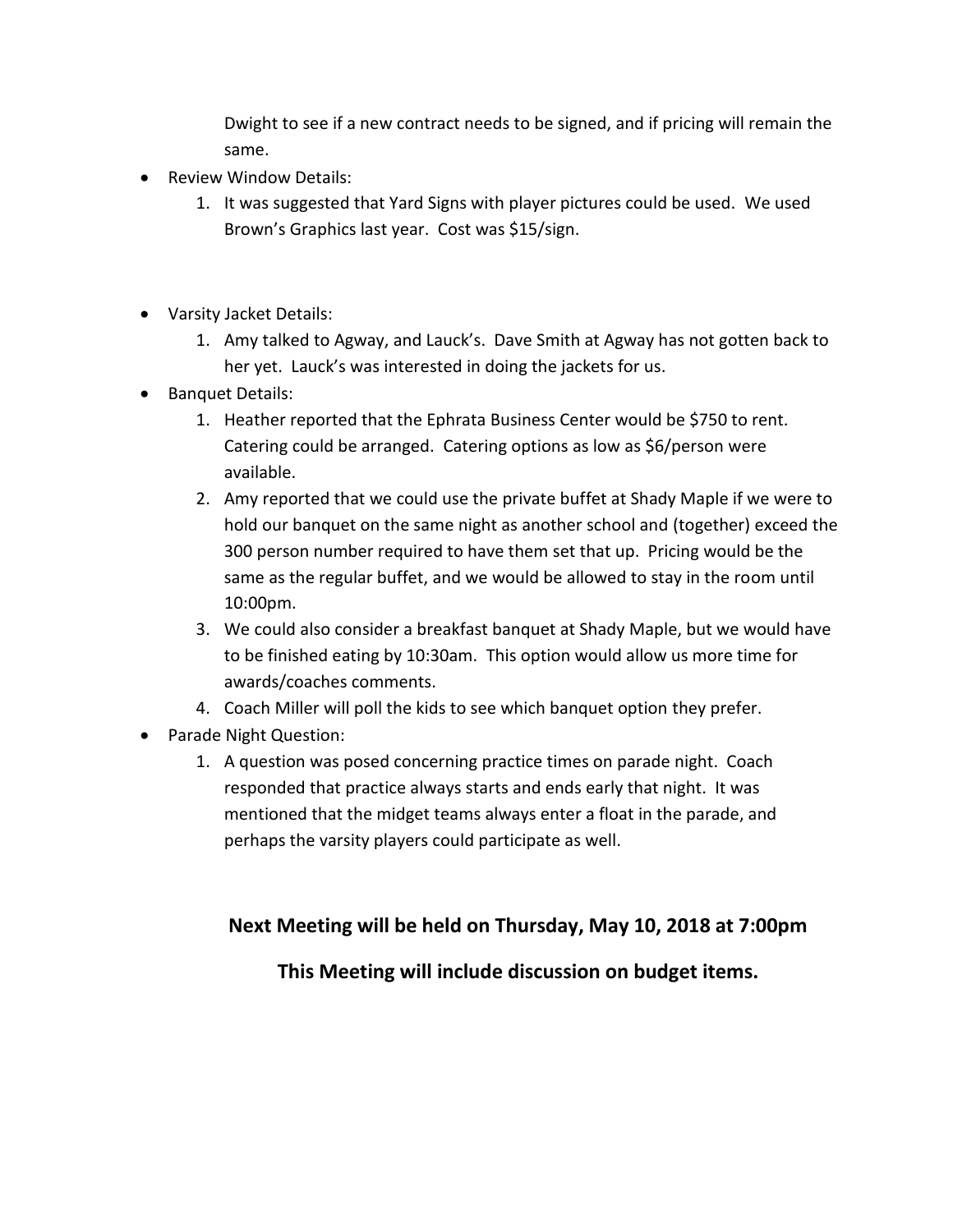Dwight to see if a new contract needs to be signed, and if pricing will remain the same.

- Review Window Details:
    1. It was suggested that Yard Signs with player pictures could be used. We used Brown's Graphics last year. Cost was $15/sign.

- Varsity Jacket Details:
    1. Amy talked to Agway, and Lauck's. Dave Smith at Agway has not gotten back to her yet. Lauck's was interested in doing the jackets for us.
- Banquet Details:
    1. Heather reported that the Ephrata Business Center would be $750 to rent. Catering could be arranged. Catering options as low as $6/person were available.
    2. Amy reported that we could use the private buffet at Shady Maple if we were to hold our banquet on the same night as another school and (together) exceed the 300 person number required to have them set that up. Pricing would be the same as the regular buffet, and we would be allowed to stay in the room until 10:00pm.
    3. We could also consider a breakfast banquet at Shady Maple, but we would have to be finished eating by 10:30am. This option would allow us more time for awards/coaches comments.
    4. Coach Miller will poll the kids to see which banquet option they prefer.
- Parade Night Question:
    1. A question was posed concerning practice times on parade night. Coach responded that practice always starts and ends early that night. It was mentioned that the midget teams always enter a float in the parade, and perhaps the varsity players could participate as well.

**Next Meeting will be held on Thursday, May 10, 2018 at 7:00pm**

**This Meeting will include discussion on budget items.**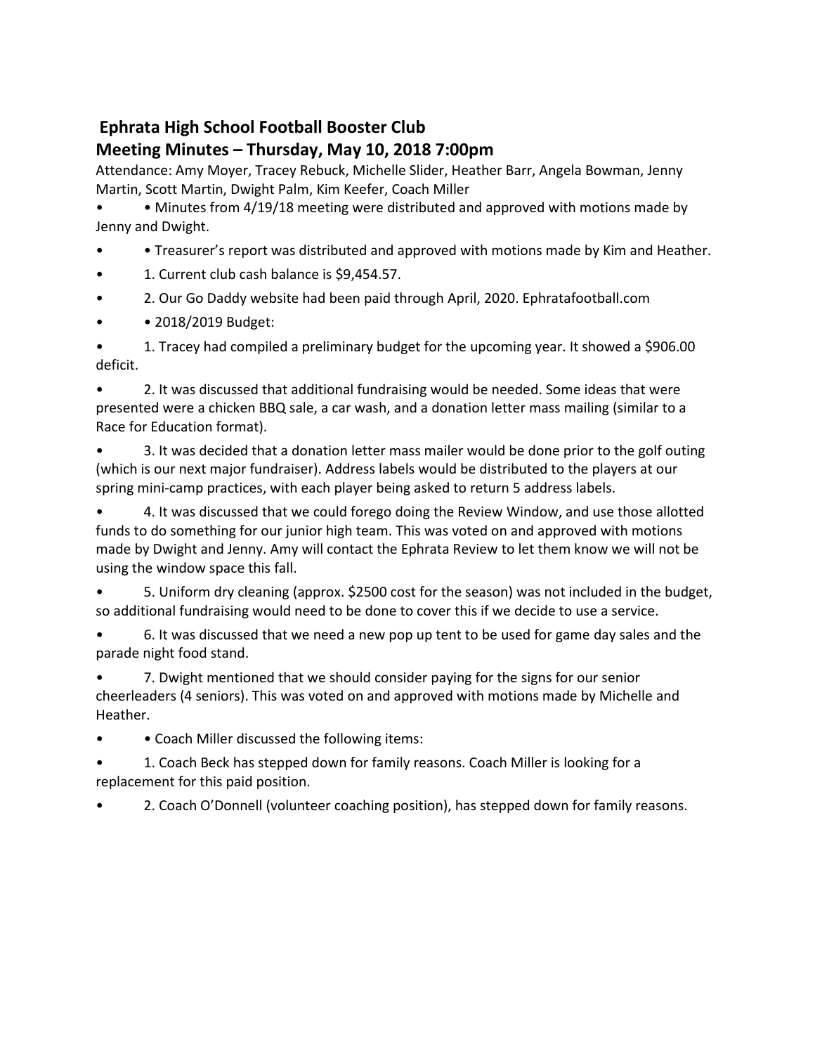## Ephrata High School Football Booster Club

## Meeting Minutes – Thursday, May 10, 2018 7:00pm

Attendance: Amy Moyer, Tracey Rebuck, Michelle Slider, Heather Barr, Angela Bowman, Jenny Martin, Scott Martin, Dwight Palm, Kim Keefer, Coach Miller

- • Minutes from 4/19/18 meeting were distributed and approved with motions made by Jenny and Dwight.
- • Treasurer's report was distributed and approved with motions made by Kim and Heather.
- 1. Current club cash balance is $9,454.57.
- 2. Our Go Daddy website had been paid through April, 2020. Ephratafootball.com
- • 2018/2019 Budget:
- 1. Tracey had compiled a preliminary budget for the upcoming year. It showed a $906.00 deficit.
- 2. It was discussed that additional fundraising would be needed. Some ideas that were presented were a chicken BBQ sale, a car wash, and a donation letter mass mailing (similar to a Race for Education format).
- 3. It was decided that a donation letter mass mailer would be done prior to the golf outing (which is our next major fundraiser). Address labels would be distributed to the players at our spring mini-camp practices, with each player being asked to return 5 address labels.
- 4. It was discussed that we could forego doing the Review Window, and use those allotted funds to do something for our junior high team. This was voted on and approved with motions made by Dwight and Jenny. Amy will contact the Ephrata Review to let them know we will not be using the window space this fall.
- 5. Uniform dry cleaning (approx. $2500 cost for the season) was not included in the budget, so additional fundraising would need to be done to cover this if we decide to use a service.
- 6. It was discussed that we need a new pop up tent to be used for game day sales and the parade night food stand.
- 7. Dwight mentioned that we should consider paying for the signs for our senior cheerleaders (4 seniors). This was voted on and approved with motions made by Michelle and Heather.
- • Coach Miller discussed the following items:
- 1. Coach Beck has stepped down for family reasons. Coach Miller is looking for a replacement for this paid position.
- 2. Coach O'Donnell (volunteer coaching position), has stepped down for family reasons.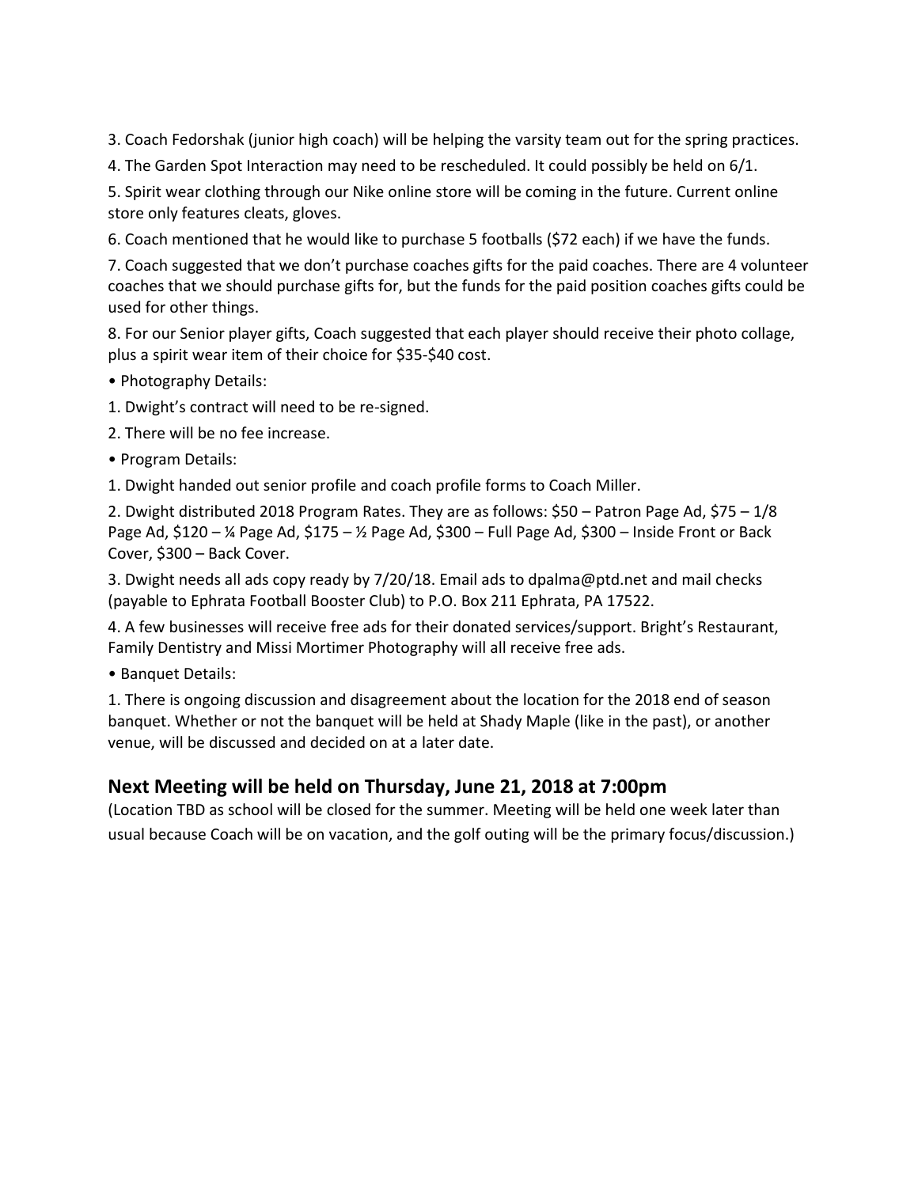3. Coach Fedorshak (junior high coach) will be helping the varsity team out for the spring practices.

4. The Garden Spot Interaction may need to be rescheduled. It could possibly be held on 6/1.

5. Spirit wear clothing through our Nike online store will be coming in the future. Current online store only features cleats, gloves.

6. Coach mentioned that he would like to purchase 5 footballs ($72 each) if we have the funds.

7. Coach suggested that we don't purchase coaches gifts for the paid coaches. There are 4 volunteer coaches that we should purchase gifts for, but the funds for the paid position coaches gifts could be used for other things.

8. For our Senior player gifts, Coach suggested that each player should receive their photo collage, plus a spirit wear item of their choice for $35-$40 cost.

• Photography Details:

1. Dwight's contract will need to be re-signed.

2. There will be no fee increase.

• Program Details:

1. Dwight handed out senior profile and coach profile forms to Coach Miller.

2. Dwight distributed 2018 Program Rates. They are as follows: $50 – Patron Page Ad, $75 – 1/8 Page Ad, $120 – ¼ Page Ad, $175 – ½ Page Ad, $300 – Full Page Ad, $300 – Inside Front or Back Cover, $300 – Back Cover.

3. Dwight needs all ads copy ready by 7/20/18. Email ads to dpalma@ptd.net and mail checks (payable to Ephrata Football Booster Club) to P.O. Box 211 Ephrata, PA 17522.

4. A few businesses will receive free ads for their donated services/support. Bright's Restaurant, Family Dentistry and Missi Mortimer Photography will all receive free ads.

• Banquet Details:

1. There is ongoing discussion and disagreement about the location for the 2018 end of season banquet. Whether or not the banquet will be held at Shady Maple (like in the past), or another venue, will be discussed and decided on at a later date.

## Next Meeting will be held on Thursday, June 21, 2018 at 7:00pm

(Location TBD as school will be closed for the summer. Meeting will be held one week later than usual because Coach will be on vacation, and the golf outing will be the primary focus/discussion.)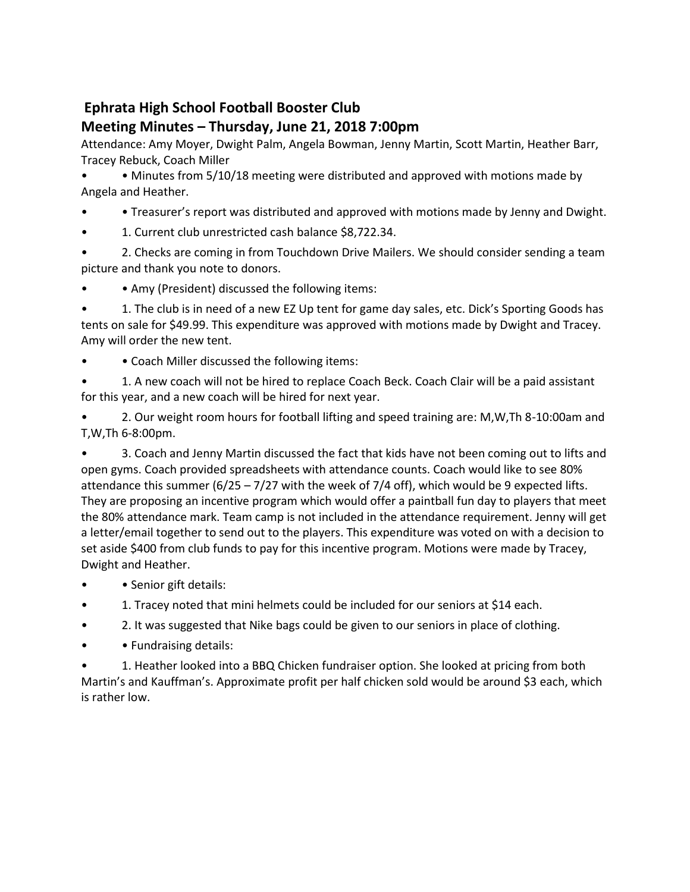## Ephrata High School Football Booster Club

## Meeting Minutes – Thursday, June 21, 2018 7:00pm

Attendance: Amy Moyer, Dwight Palm, Angela Bowman, Jenny Martin, Scott Martin, Heather Barr, Tracey Rebuck, Coach Miller

- • Minutes from 5/10/18 meeting were distributed and approved with motions made by Angela and Heather.
- • Treasurer's report was distributed and approved with motions made by Jenny and Dwight.
- 1. Current club unrestricted cash balance $8,722.34.
- 2. Checks are coming in from Touchdown Drive Mailers. We should consider sending a team picture and thank you note to donors.
- • Amy (President) discussed the following items:
- 1. The club is in need of a new EZ Up tent for game day sales, etc. Dick's Sporting Goods has tents on sale for $49.99. This expenditure was approved with motions made by Dwight and Tracey. Amy will order the new tent.
- • Coach Miller discussed the following items:
- 1. A new coach will not be hired to replace Coach Beck. Coach Clair will be a paid assistant for this year, and a new coach will be hired for next year.
- 2. Our weight room hours for football lifting and speed training are: M,W,Th 8-10:00am and T,W,Th 6-8:00pm.
- 3. Coach and Jenny Martin discussed the fact that kids have not been coming out to lifts and open gyms. Coach provided spreadsheets with attendance counts. Coach would like to see 80% attendance this summer (6/25 – 7/27 with the week of 7/4 off), which would be 9 expected lifts. They are proposing an incentive program which would offer a paintball fun day to players that meet the 80% attendance mark. Team camp is not included in the attendance requirement. Jenny will get a letter/email together to send out to the players. This expenditure was voted on with a decision to set aside $400 from club funds to pay for this incentive program. Motions were made by Tracey, Dwight and Heather.
- • Senior gift details:
- 1. Tracey noted that mini helmets could be included for our seniors at $14 each.
- 2. It was suggested that Nike bags could be given to our seniors in place of clothing.
- • Fundraising details:
- 1. Heather looked into a BBQ Chicken fundraiser option. She looked at pricing from both Martin's and Kauffman's. Approximate profit per half chicken sold would be around $3 each, which is rather low.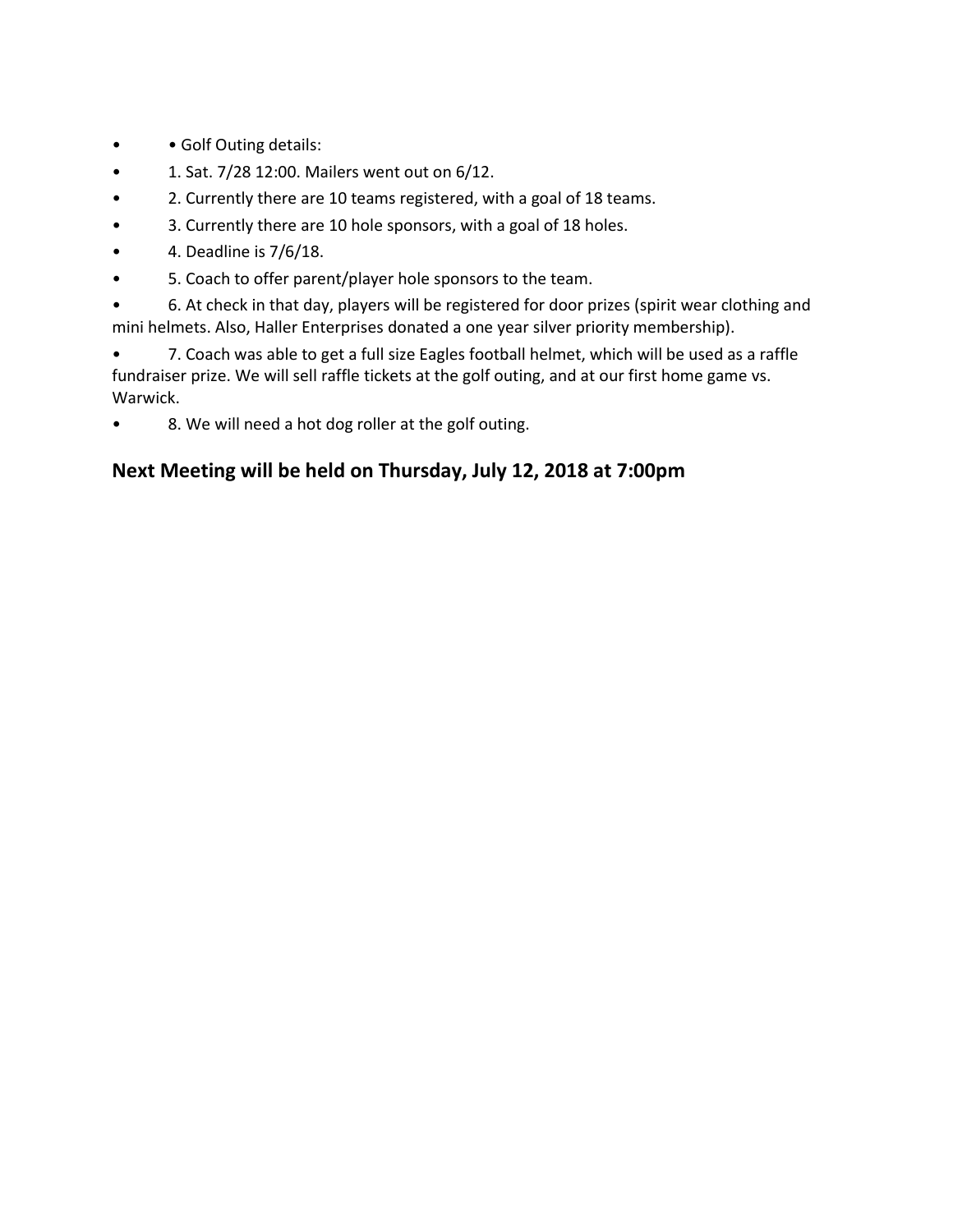- • Golf Outing details:
- 1. Sat. 7/28 12:00. Mailers went out on 6/12.
- 2. Currently there are 10 teams registered, with a goal of 18 teams.
- 3. Currently there are 10 hole sponsors, with a goal of 18 holes.
- 4. Deadline is 7/6/18.
- 5. Coach to offer parent/player hole sponsors to the team.
- 6. At check in that day, players will be registered for door prizes (spirit wear clothing and mini helmets. Also, Haller Enterprises donated a one year silver priority membership).
- 7. Coach was able to get a full size Eagles football helmet, which will be used as a raffle fundraiser prize. We will sell raffle tickets at the golf outing, and at our first home game vs. Warwick.
- 8. We will need a hot dog roller at the golf outing.

## Next Meeting will be held on Thursday, July 12, 2018 at 7:00pm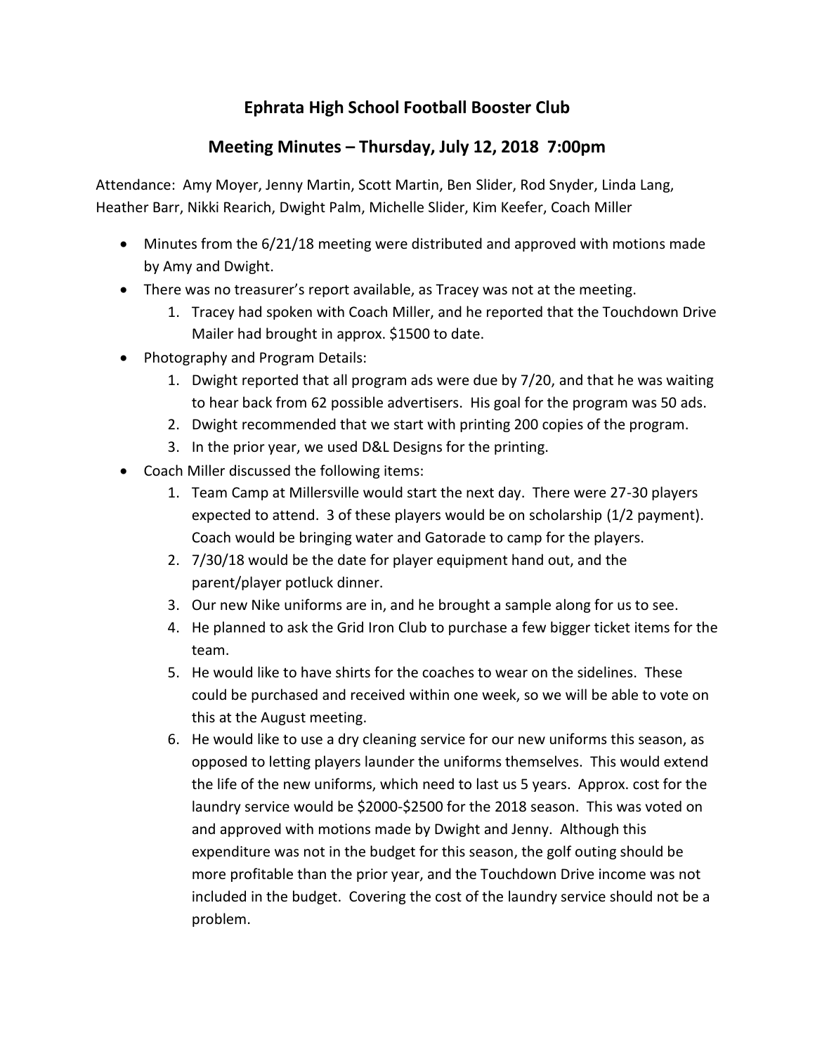# Ephrata High School Football Booster Club

## Meeting Minutes – Thursday, July 12, 2018 7:00pm

Attendance: Amy Moyer, Jenny Martin, Scott Martin, Ben Slider, Rod Snyder, Linda Lang, Heather Barr, Nikki Rearich, Dwight Palm, Michelle Slider, Kim Keefer, Coach Miller

- Minutes from the 6/21/18 meeting were distributed and approved with motions made by Amy and Dwight.
- There was no treasurer's report available, as Tracey was not at the meeting.
    1. Tracey had spoken with Coach Miller, and he reported that the Touchdown Drive Mailer had brought in approx. $1500 to date.
- Photography and Program Details:
    1. Dwight reported that all program ads were due by 7/20, and that he was waiting to hear back from 62 possible advertisers. His goal for the program was 50 ads.
    2. Dwight recommended that we start with printing 200 copies of the program.
    3. In the prior year, we used D&L Designs for the printing.
- Coach Miller discussed the following items:
    1. Team Camp at Millersville would start the next day. There were 27-30 players expected to attend. 3 of these players would be on scholarship (1/2 payment). Coach would be bringing water and Gatorade to camp for the players.
    2. 7/30/18 would be the date for player equipment hand out, and the parent/player potluck dinner.
    3. Our new Nike uniforms are in, and he brought a sample along for us to see.
    4. He planned to ask the Grid Iron Club to purchase a few bigger ticket items for the team.
    5. He would like to have shirts for the coaches to wear on the sidelines. These could be purchased and received within one week, so we will be able to vote on this at the August meeting.
    6. He would like to use a dry cleaning service for our new uniforms this season, as opposed to letting players launder the uniforms themselves. This would extend the life of the new uniforms, which need to last us 5 years. Approx. cost for the laundry service would be $2000-$2500 for the 2018 season. This was voted on and approved with motions made by Dwight and Jenny. Although this expenditure was not in the budget for this season, the golf outing should be more profitable than the prior year, and the Touchdown Drive income was not included in the budget. Covering the cost of the laundry service should not be a problem.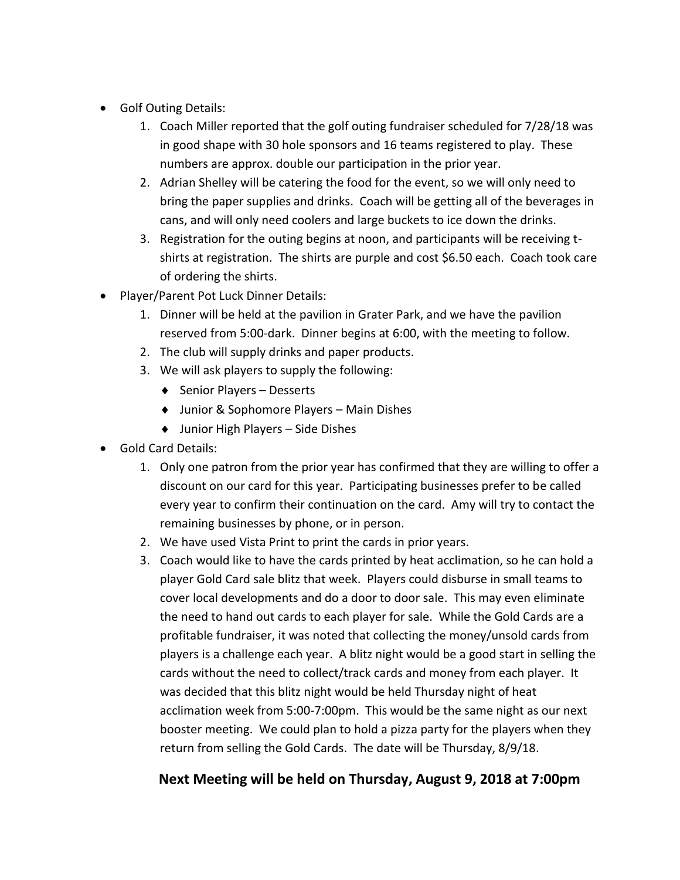- Golf Outing Details:
    1. Coach Miller reported that the golf outing fundraiser scheduled for 7/28/18 was in good shape with 30 hole sponsors and 16 teams registered to play. These numbers are approx. double our participation in the prior year.
    2. Adrian Shelley will be catering the food for the event, so we will only need to bring the paper supplies and drinks. Coach will be getting all of the beverages in cans, and will only need coolers and large buckets to ice down the drinks.
    3. Registration for the outing begins at noon, and participants will be receiving t-shirts at registration. The shirts are purple and cost $6.50 each. Coach took care of ordering the shirts.
- Player/Parent Pot Luck Dinner Details:
    1. Dinner will be held at the pavilion in Grater Park, and we have the pavilion reserved from 5:00-dark. Dinner begins at 6:00, with the meeting to follow.
    2. The club will supply drinks and paper products.
    3. We will ask players to supply the following:
        - Senior Players – Desserts
        - Junior & Sophomore Players – Main Dishes
        - Junior High Players – Side Dishes
- Gold Card Details:
    1. Only one patron from the prior year has confirmed that they are willing to offer a discount on our card for this year. Participating businesses prefer to be called every year to confirm their continuation on the card. Amy will try to contact the remaining businesses by phone, or in person.
    2. We have used Vista Print to print the cards in prior years.
    3. Coach would like to have the cards printed by heat acclimation, so he can hold a player Gold Card sale blitz that week. Players could disburse in small teams to cover local developments and do a door to door sale. This may even eliminate the need to hand out cards to each player for sale. While the Gold Cards are a profitable fundraiser, it was noted that collecting the money/unsold cards from players is a challenge each year. A blitz night would be a good start in selling the cards without the need to collect/track cards and money from each player. It was decided that this blitz night would be held Thursday night of heat acclimation week from 5:00-7:00pm. This would be the same night as our next booster meeting. We could plan to hold a pizza party for the players when they return from selling the Gold Cards. The date will be Thursday, 8/9/18.

**Next Meeting will be held on Thursday, August 9, 2018 at 7:00pm**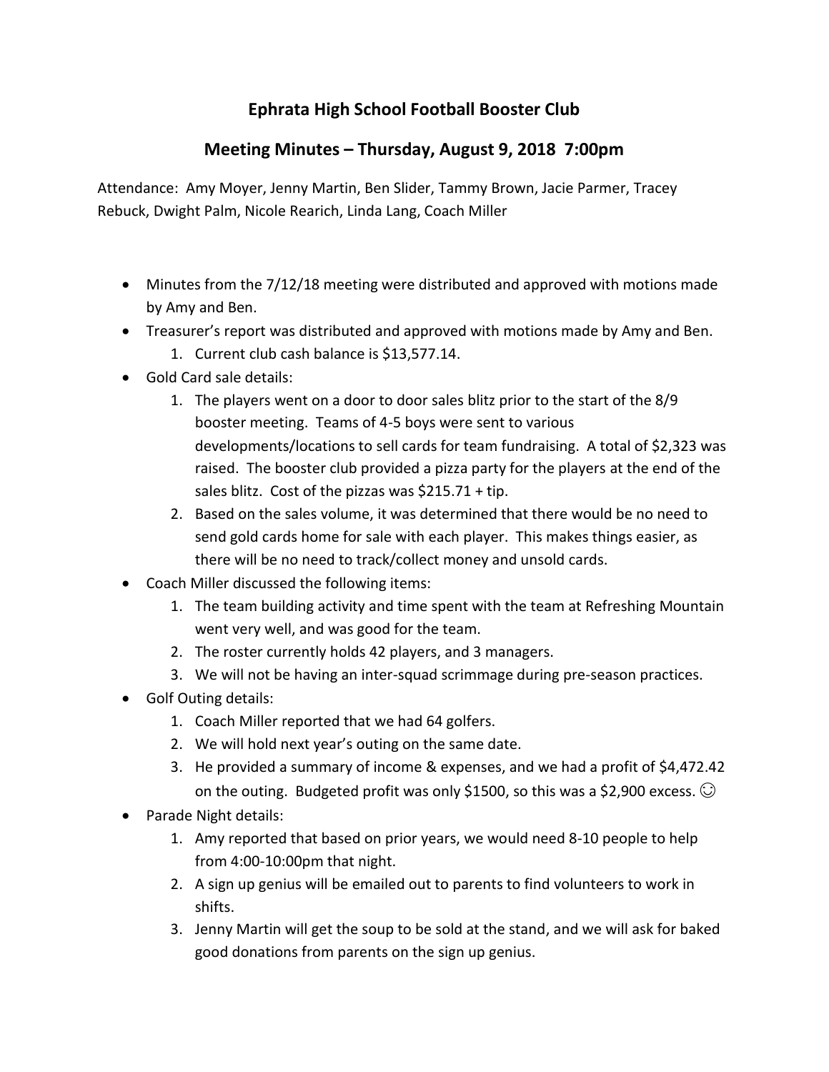# Ephrata High School Football Booster Club

## Meeting Minutes – Thursday, August 9, 2018 7:00pm

Attendance: Amy Moyer, Jenny Martin, Ben Slider, Tammy Brown, Jacie Parmer, Tracey Rebuck, Dwight Palm, Nicole Rearich, Linda Lang, Coach Miller

- Minutes from the 7/12/18 meeting were distributed and approved with motions made by Amy and Ben.
- Treasurer's report was distributed and approved with motions made by Amy and Ben.
  1. Current club cash balance is $13,577.14.
- Gold Card sale details:
  1. The players went on a door to door sales blitz prior to the start of the 8/9 booster meeting. Teams of 4-5 boys were sent to various developments/locations to sell cards for team fundraising. A total of $2,323 was raised. The booster club provided a pizza party for the players at the end of the sales blitz. Cost of the pizzas was $215.71 + tip.
  2. Based on the sales volume, it was determined that there would be no need to send gold cards home for sale with each player. This makes things easier, as there will be no need to track/collect money and unsold cards.
- Coach Miller discussed the following items:
  1. The team building activity and time spent with the team at Refreshing Mountain went very well, and was good for the team.
  2. The roster currently holds 42 players, and 3 managers.
  3. We will not be having an inter-squad scrimmage during pre-season practices.
- Golf Outing details:
  1. Coach Miller reported that we had 64 golfers.
  2. We will hold next year's outing on the same date.
  3. He provided a summary of income & expenses, and we had a profit of $4,472.42 on the outing. Budgeted profit was only $1500, so this was a $2,900 excess. ☺
- Parade Night details:
  1. Amy reported that based on prior years, we would need 8-10 people to help from 4:00-10:00pm that night.
  2. A sign up genius will be emailed out to parents to find volunteers to work in shifts.
  3. Jenny Martin will get the soup to be sold at the stand, and we will ask for baked good donations from parents on the sign up genius.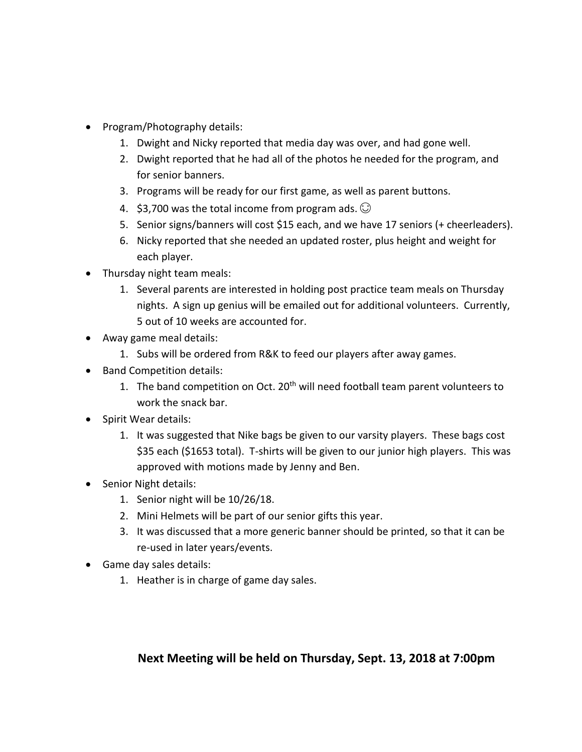- Program/Photography details:
    1. Dwight and Nicky reported that media day was over, and had gone well.
    2. Dwight reported that he had all of the photos he needed for the program, and for senior banners.
    3. Programs will be ready for our first game, as well as parent buttons.
    4. $3,700 was the total income from program ads. ☺
    5. Senior signs/banners will cost $15 each, and we have 17 seniors (+ cheerleaders).
    6. Nicky reported that she needed an updated roster, plus height and weight for each player.
- Thursday night team meals:
    1. Several parents are interested in holding post practice team meals on Thursday nights. A sign up genius will be emailed out for additional volunteers. Currently, 5 out of 10 weeks are accounted for.
- Away game meal details:
    1. Subs will be ordered from R&K to feed our players after away games.
- Band Competition details:
    1. The band competition on Oct. 20th will need football team parent volunteers to work the snack bar.
- Spirit Wear details:
    1. It was suggested that Nike bags be given to our varsity players. These bags cost $35 each ($1653 total). T-shirts will be given to our junior high players. This was approved with motions made by Jenny and Ben.
- Senior Night details:
    1. Senior night will be 10/26/18.
    2. Mini Helmets will be part of our senior gifts this year.
    3. It was discussed that a more generic banner should be printed, so that it can be re-used in later years/events.
- Game day sales details:
    1. Heather is in charge of game day sales.

**Next Meeting will be held on Thursday, Sept. 13, 2018 at 7:00pm**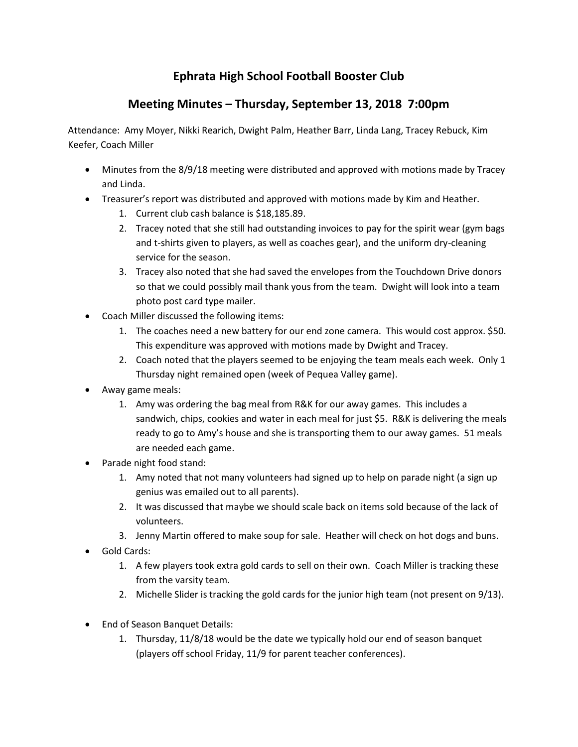# Ephrata High School Football Booster Club

## Meeting Minutes – Thursday, September 13, 2018 7:00pm

Attendance: Amy Moyer, Nikki Rearich, Dwight Palm, Heather Barr, Linda Lang, Tracey Rebuck, Kim Keefer, Coach Miller

- Minutes from the 8/9/18 meeting were distributed and approved with motions made by Tracey and Linda.
- Treasurer's report was distributed and approved with motions made by Kim and Heather.
    1. Current club cash balance is $18,185.89.
    2. Tracey noted that she still had outstanding invoices to pay for the spirit wear (gym bags and t-shirts given to players, as well as coaches gear), and the uniform dry-cleaning service for the season.
    3. Tracey also noted that she had saved the envelopes from the Touchdown Drive donors so that we could possibly mail thank yous from the team. Dwight will look into a team photo post card type mailer.
- Coach Miller discussed the following items:
    1. The coaches need a new battery for our end zone camera. This would cost approx. $50. This expenditure was approved with motions made by Dwight and Tracey.
    2. Coach noted that the players seemed to be enjoying the team meals each week. Only 1 Thursday night remained open (week of Pequea Valley game).
- Away game meals:
    1. Amy was ordering the bag meal from R&K for our away games. This includes a sandwich, chips, cookies and water in each meal for just $5. R&K is delivering the meals ready to go to Amy's house and she is transporting them to our away games. 51 meals are needed each game.
- Parade night food stand:
    1. Amy noted that not many volunteers had signed up to help on parade night (a sign up genius was emailed out to all parents).
    2. It was discussed that maybe we should scale back on items sold because of the lack of volunteers.
    3. Jenny Martin offered to make soup for sale. Heather will check on hot dogs and buns.
- Gold Cards:
    1. A few players took extra gold cards to sell on their own. Coach Miller is tracking these from the varsity team.
    2. Michelle Slider is tracking the gold cards for the junior high team (not present on 9/13).
- End of Season Banquet Details:
    1. Thursday, 11/8/18 would be the date we typically hold our end of season banquet (players off school Friday, 11/9 for parent teacher conferences).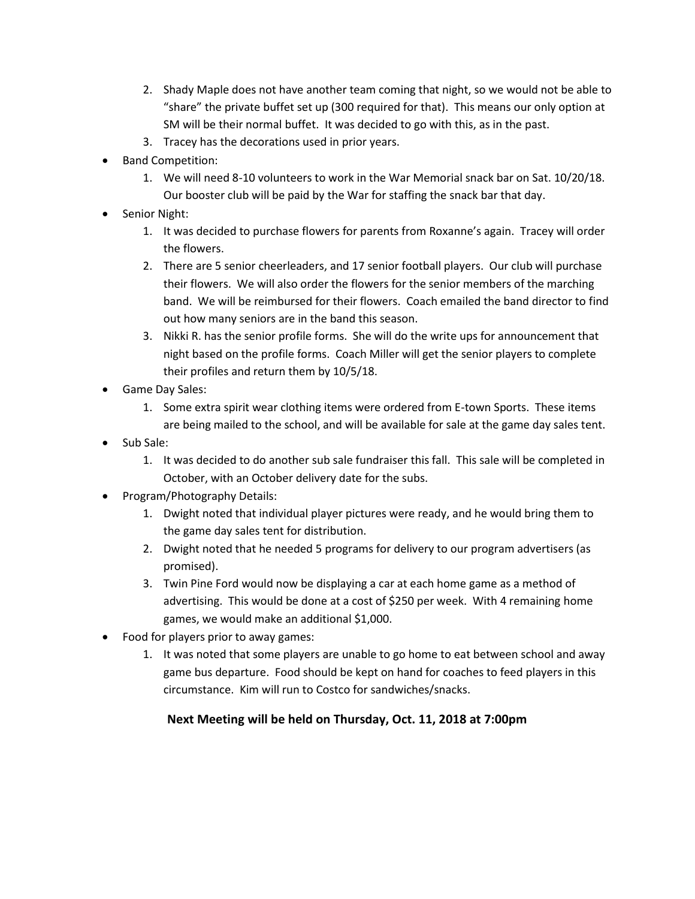2. Shady Maple does not have another team coming that night, so we would not be able to "share" the private buffet set up (300 required for that). This means our only option at SM will be their normal buffet. It was decided to go with this, as in the past.
3. Tracey has the decorations used in prior years.

- Band Competition:
  1. We will need 8-10 volunteers to work in the War Memorial snack bar on Sat. 10/20/18. Our booster club will be paid by the War for staffing the snack bar that day.
- Senior Night:
  1. It was decided to purchase flowers for parents from Roxanne's again. Tracey will order the flowers.
  2. There are 5 senior cheerleaders, and 17 senior football players. Our club will purchase their flowers. We will also order the flowers for the senior members of the marching band. We will be reimbursed for their flowers. Coach emailed the band director to find out how many seniors are in the band this season.
  3. Nikki R. has the senior profile forms. She will do the write ups for announcement that night based on the profile forms. Coach Miller will get the senior players to complete their profiles and return them by 10/5/18.
- Game Day Sales:
  1. Some extra spirit wear clothing items were ordered from E-town Sports. These items are being mailed to the school, and will be available for sale at the game day sales tent.
- Sub Sale:
  1. It was decided to do another sub sale fundraiser this fall. This sale will be completed in October, with an October delivery date for the subs.
- Program/Photography Details:
  1. Dwight noted that individual player pictures were ready, and he would bring them to the game day sales tent for distribution.
  2. Dwight noted that he needed 5 programs for delivery to our program advertisers (as promised).
  3. Twin Pine Ford would now be displaying a car at each home game as a method of advertising. This would be done at a cost of $250 per week. With 4 remaining home games, we would make an additional $1,000.
- Food for players prior to away games:
  1. It was noted that some players are unable to go home to eat between school and away game bus departure. Food should be kept on hand for coaches to feed players in this circumstance. Kim will run to Costco for sandwiches/snacks.

**Next Meeting will be held on Thursday, Oct. 11, 2018 at 7:00pm**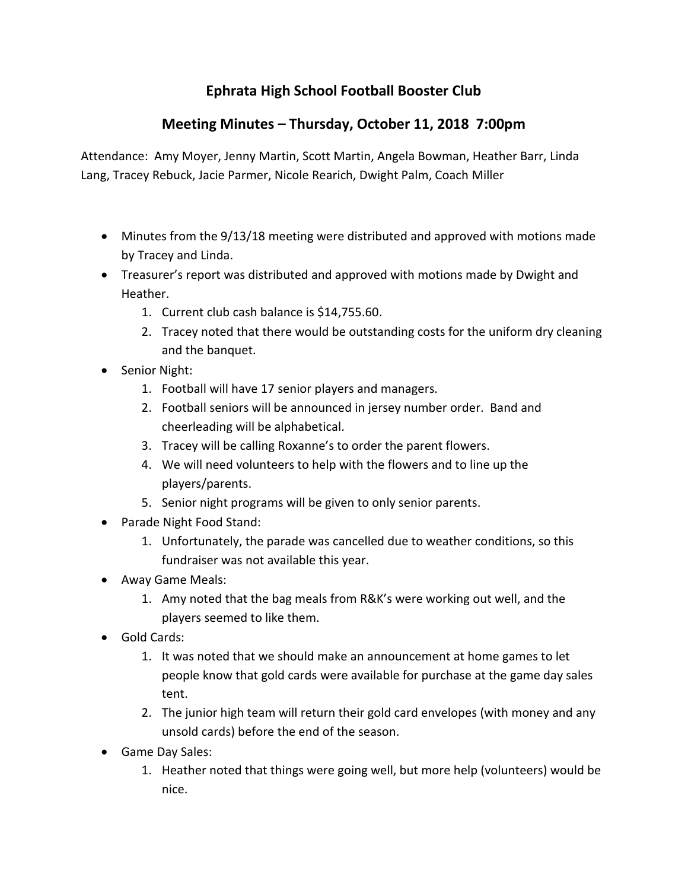## Ephrata High School Football Booster Club

## Meeting Minutes – Thursday, October 11, 2018 7:00pm

Attendance: Amy Moyer, Jenny Martin, Scott Martin, Angela Bowman, Heather Barr, Linda Lang, Tracey Rebuck, Jacie Parmer, Nicole Rearich, Dwight Palm, Coach Miller

- Minutes from the 9/13/18 meeting were distributed and approved with motions made by Tracey and Linda.
- Treasurer's report was distributed and approved with motions made by Dwight and Heather.
    1. Current club cash balance is $14,755.60.
    2. Tracey noted that there would be outstanding costs for the uniform dry cleaning and the banquet.
- Senior Night:
    1. Football will have 17 senior players and managers.
    2. Football seniors will be announced in jersey number order. Band and cheerleading will be alphabetical.
    3. Tracey will be calling Roxanne's to order the parent flowers.
    4. We will need volunteers to help with the flowers and to line up the players/parents.
    5. Senior night programs will be given to only senior parents.
- Parade Night Food Stand:
    1. Unfortunately, the parade was cancelled due to weather conditions, so this fundraiser was not available this year.
- Away Game Meals:
    1. Amy noted that the bag meals from R&K's were working out well, and the players seemed to like them.
- Gold Cards:
    1. It was noted that we should make an announcement at home games to let people know that gold cards were available for purchase at the game day sales tent.
    2. The junior high team will return their gold card envelopes (with money and any unsold cards) before the end of the season.
- Game Day Sales:
    1. Heather noted that things were going well, but more help (volunteers) would be nice.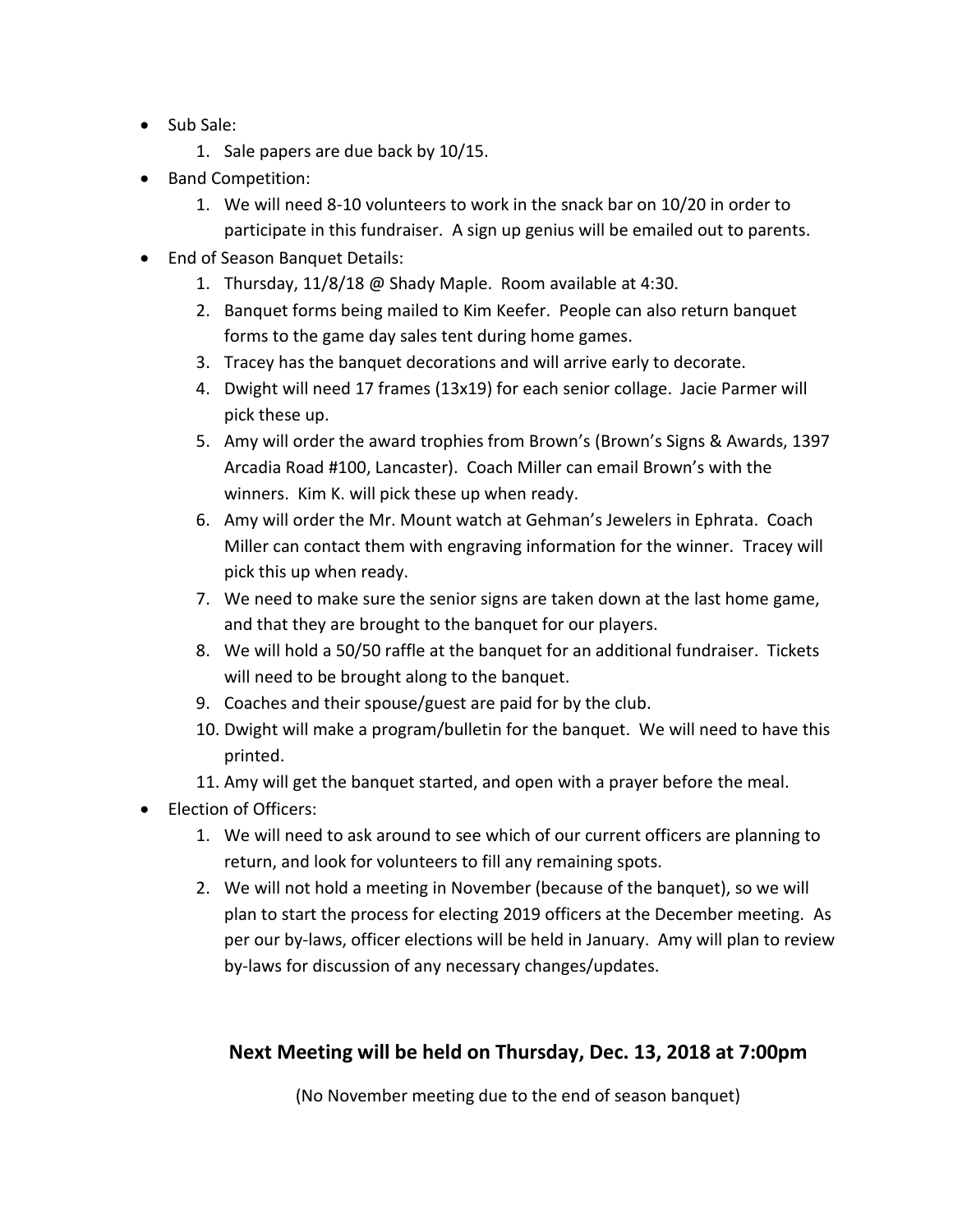- Sub Sale:
  1. Sale papers are due back by 10/15.
- Band Competition:
  1. We will need 8-10 volunteers to work in the snack bar on 10/20 in order to participate in this fundraiser. A sign up genius will be emailed out to parents.
- End of Season Banquet Details:
  1. Thursday, 11/8/18 @ Shady Maple. Room available at 4:30.
  2. Banquet forms being mailed to Kim Keefer. People can also return banquet forms to the game day sales tent during home games.
  3. Tracey has the banquet decorations and will arrive early to decorate.
  4. Dwight will need 17 frames (13x19) for each senior collage. Jacie Parmer will pick these up.
  5. Amy will order the award trophies from Brown's (Brown's Signs & Awards, 1397 Arcadia Road #100, Lancaster). Coach Miller can email Brown's with the winners. Kim K. will pick these up when ready.
  6. Amy will order the Mr. Mount watch at Gehman's Jewelers in Ephrata. Coach Miller can contact them with engraving information for the winner. Tracey will pick this up when ready.
  7. We need to make sure the senior signs are taken down at the last home game, and that they are brought to the banquet for our players.
  8. We will hold a 50/50 raffle at the banquet for an additional fundraiser. Tickets will need to be brought along to the banquet.
  9. Coaches and their spouse/guest are paid for by the club.
  10. Dwight will make a program/bulletin for the banquet. We will need to have this printed.
  11. Amy will get the banquet started, and open with a prayer before the meal.
- Election of Officers:
  1. We will need to ask around to see which of our current officers are planning to return, and look for volunteers to fill any remaining spots.
  2. We will not hold a meeting in November (because of the banquet), so we will plan to start the process for electing 2019 officers at the December meeting. As per our by-laws, officer elections will be held in January. Amy will plan to review by-laws for discussion of any necessary changes/updates.

## Next Meeting will be held on Thursday, Dec. 13, 2018 at 7:00pm

(No November meeting due to the end of season banquet)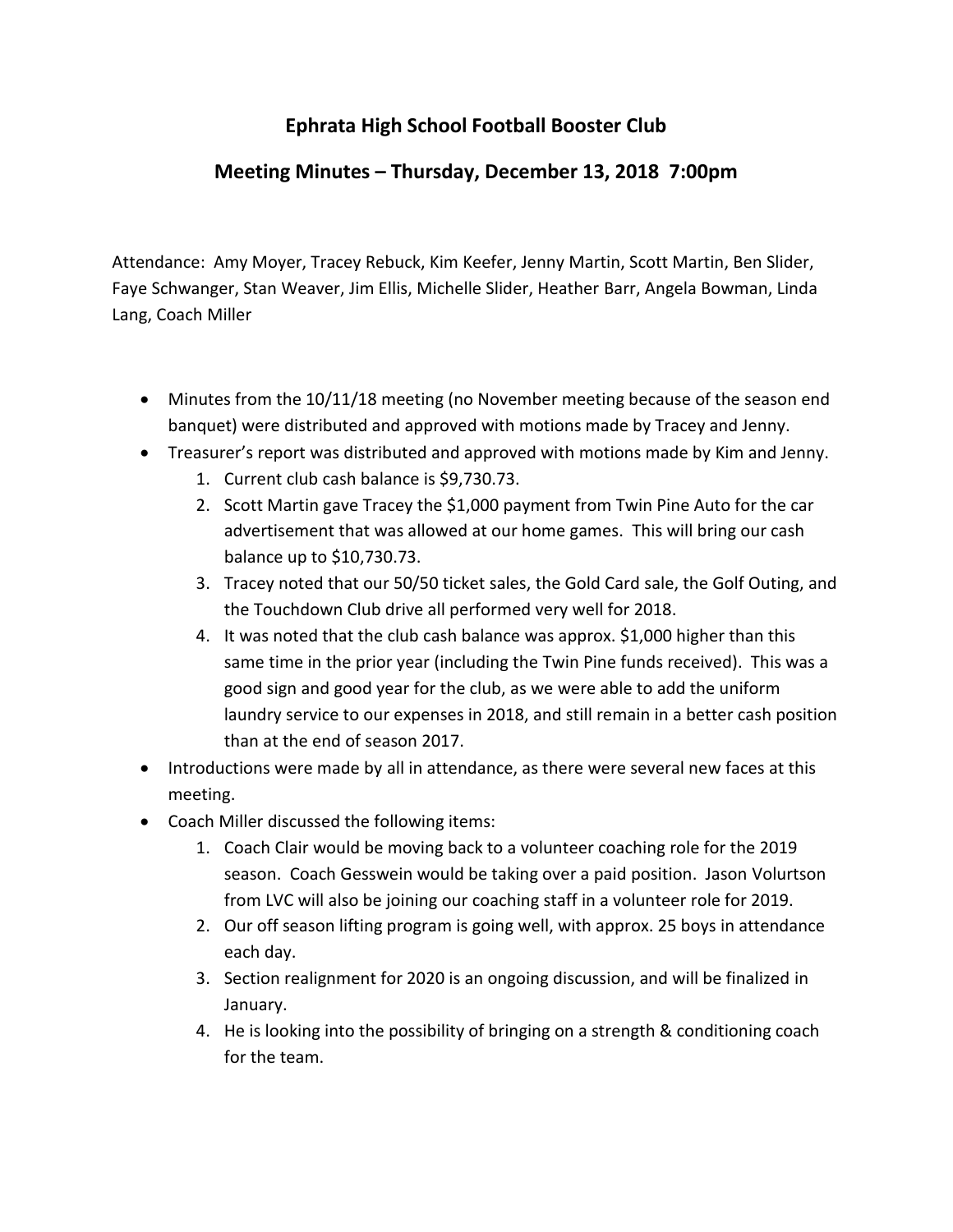## Ephrata High School Football Booster Club

## Meeting Minutes – Thursday, December 13, 2018 7:00pm

Attendance: Amy Moyer, Tracey Rebuck, Kim Keefer, Jenny Martin, Scott Martin, Ben Slider, Faye Schwanger, Stan Weaver, Jim Ellis, Michelle Slider, Heather Barr, Angela Bowman, Linda Lang, Coach Miller

- Minutes from the 10/11/18 meeting (no November meeting because of the season end banquet) were distributed and approved with motions made by Tracey and Jenny.
- Treasurer's report was distributed and approved with motions made by Kim and Jenny.
    1. Current club cash balance is $9,730.73.
    2. Scott Martin gave Tracey the $1,000 payment from Twin Pine Auto for the car advertisement that was allowed at our home games. This will bring our cash balance up to $10,730.73.
    3. Tracey noted that our 50/50 ticket sales, the Gold Card sale, the Golf Outing, and the Touchdown Club drive all performed very well for 2018.
    4. It was noted that the club cash balance was approx. $1,000 higher than this same time in the prior year (including the Twin Pine funds received). This was a good sign and good year for the club, as we were able to add the uniform laundry service to our expenses in 2018, and still remain in a better cash position than at the end of season 2017.
- Introductions were made by all in attendance, as there were several new faces at this meeting.
- Coach Miller discussed the following items:
    1. Coach Clair would be moving back to a volunteer coaching role for the 2019 season. Coach Gesswein would be taking over a paid position. Jason Volurtson from LVC will also be joining our coaching staff in a volunteer role for 2019.
    2. Our off season lifting program is going well, with approx. 25 boys in attendance each day.
    3. Section realignment for 2020 is an ongoing discussion, and will be finalized in January.
    4. He is looking into the possibility of bringing on a strength & conditioning coach for the team.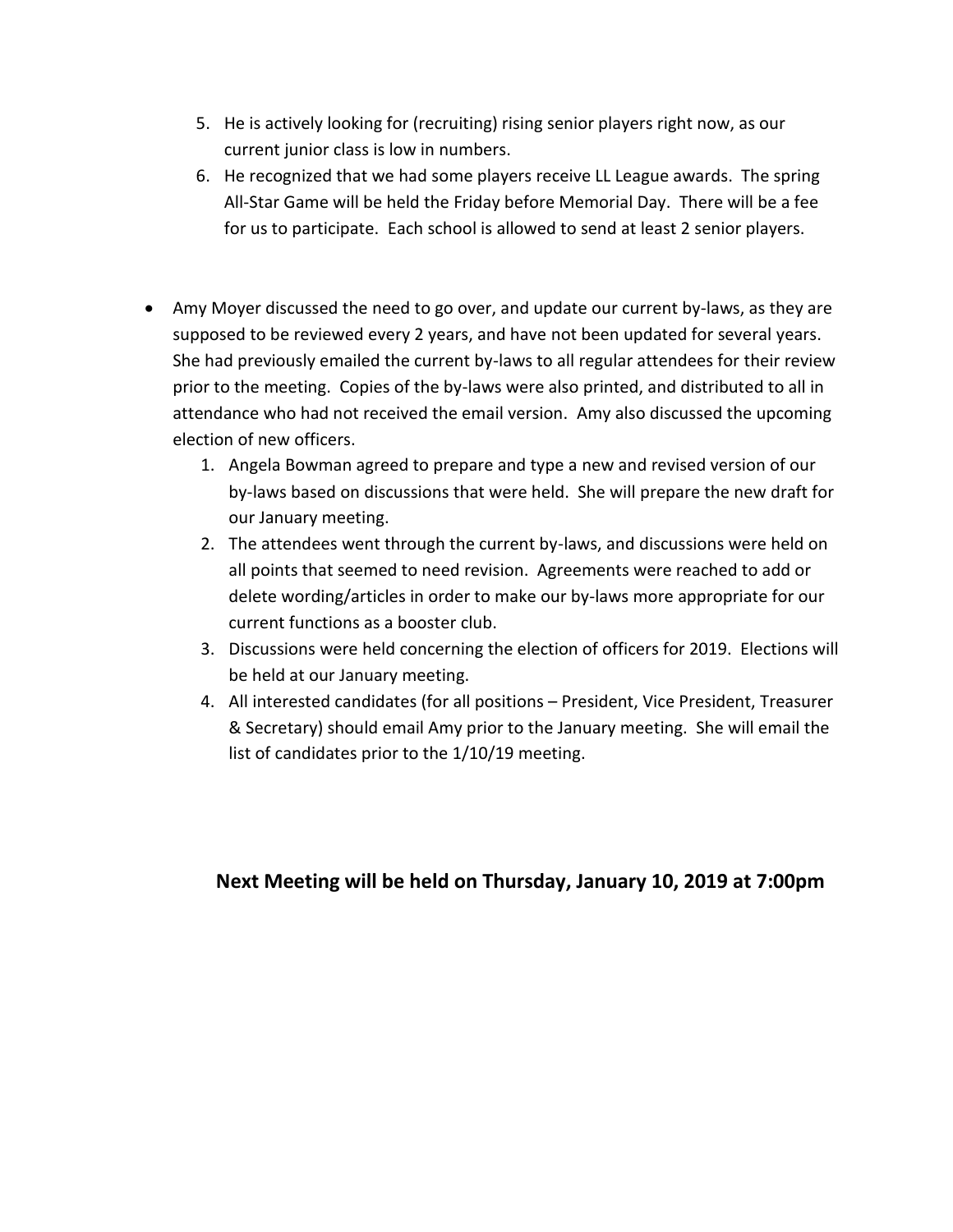5. He is actively looking for (recruiting) rising senior players right now, as our current junior class is low in numbers.
6. He recognized that we had some players receive LL League awards. The spring All-Star Game will be held the Friday before Memorial Day. There will be a fee for us to participate. Each school is allowed to send at least 2 senior players.

- Amy Moyer discussed the need to go over, and update our current by-laws, as they are supposed to be reviewed every 2 years, and have not been updated for several years. She had previously emailed the current by-laws to all regular attendees for their review prior to the meeting. Copies of the by-laws were also printed, and distributed to all in attendance who had not received the email version. Amy also discussed the upcoming election of new officers.
  1. Angela Bowman agreed to prepare and type a new and revised version of our by-laws based on discussions that were held. She will prepare the new draft for our January meeting.
  2. The attendees went through the current by-laws, and discussions were held on all points that seemed to need revision. Agreements were reached to add or delete wording/articles in order to make our by-laws more appropriate for our current functions as a booster club.
  3. Discussions were held concerning the election of officers for 2019. Elections will be held at our January meeting.
  4. All interested candidates (for all positions – President, Vice President, Treasurer & Secretary) should email Amy prior to the January meeting. She will email the list of candidates prior to the 1/10/19 meeting.

**Next Meeting will be held on Thursday, January 10, 2019 at 7:00pm**